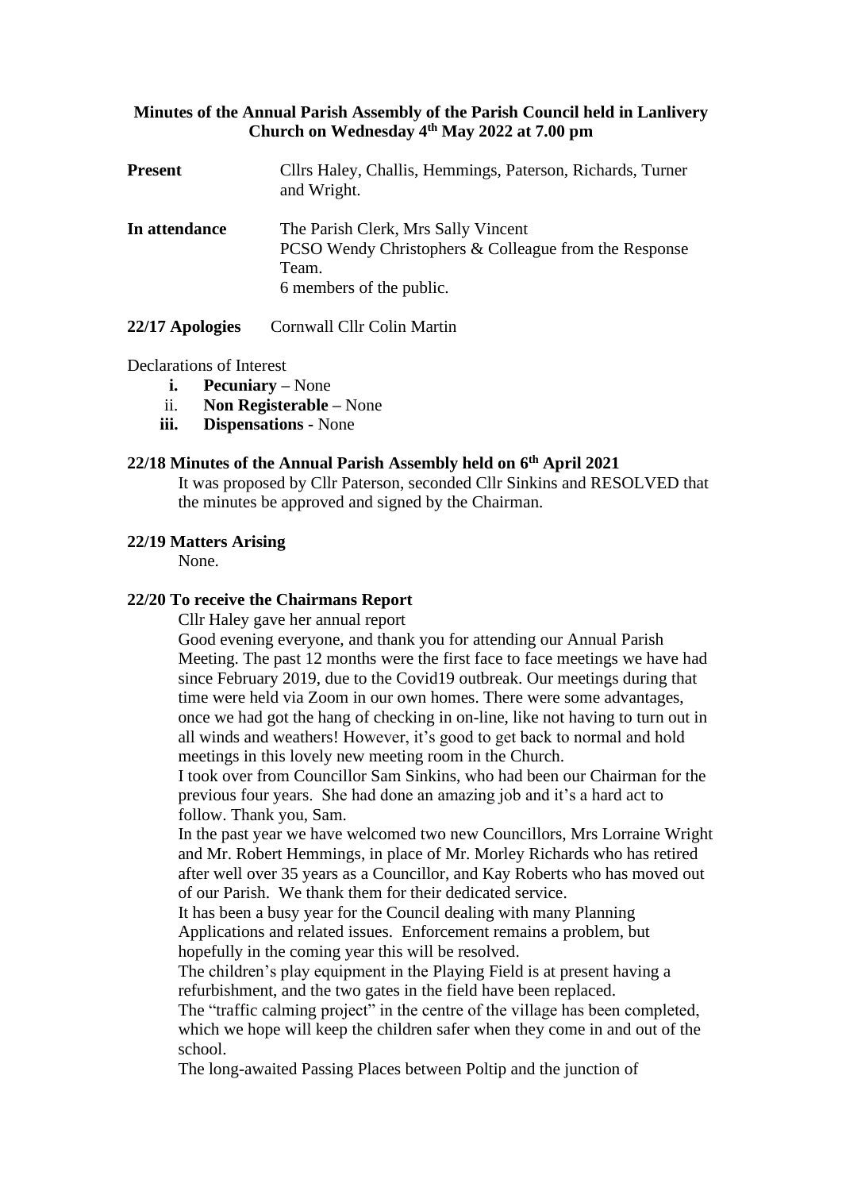**Minutes of the Annual Parish Assembly of the Parish Council held in Lanlivery Church on Wednesday 4th May 2022 at 7.00 pm**

**Present** Cllrs Haley, Challis, Hemmings, Paterson, Richards, Turner and Wright.

**In attendance** The Parish Clerk, Mrs Sally Vincent
PCSO Wendy Christophers & Colleague from the Response Team.
6 members of the public.

**22/17 Apologies** Cornwall Cllr Colin Martin

Declarations of Interest

i. **Pecuniary** – None
ii. **Non Registerable** – None
iii. **Dispensations** - None

**22/18 Minutes of the Annual Parish Assembly held on 6th April 2021**

It was proposed by Cllr Paterson, seconded Cllr Sinkins and RESOLVED that the minutes be approved and signed by the Chairman.

**22/19 Matters Arising**

None.

**22/20 To receive the Chairmans Report**

Cllr Haley gave her annual report

Good evening everyone, and thank you for attending our Annual Parish Meeting. The past 12 months were the first face to face meetings we have had since February 2019, due to the Covid19 outbreak. Our meetings during that time were held via Zoom in our own homes. There were some advantages, once we had got the hang of checking in on-line, like not having to turn out in all winds and weathers! However, it's good to get back to normal and hold meetings in this lovely new meeting room in the Church.

I took over from Councillor Sam Sinkins, who had been our Chairman for the previous four years. She had done an amazing job and it's a hard act to follow. Thank you, Sam.

In the past year we have welcomed two new Councillors, Mrs Lorraine Wright and Mr. Robert Hemmings, in place of Mr. Morley Richards who has retired after well over 35 years as a Councillor, and Kay Roberts who has moved out of our Parish. We thank them for their dedicated service.

It has been a busy year for the Council dealing with many Planning Applications and related issues. Enforcement remains a problem, but hopefully in the coming year this will be resolved.

The children's play equipment in the Playing Field is at present having a refurbishment, and the two gates in the field have been replaced.

The "traffic calming project" in the centre of the village has been completed, which we hope will keep the children safer when they come in and out of the school.

The long-awaited Passing Places between Poltip and the junction of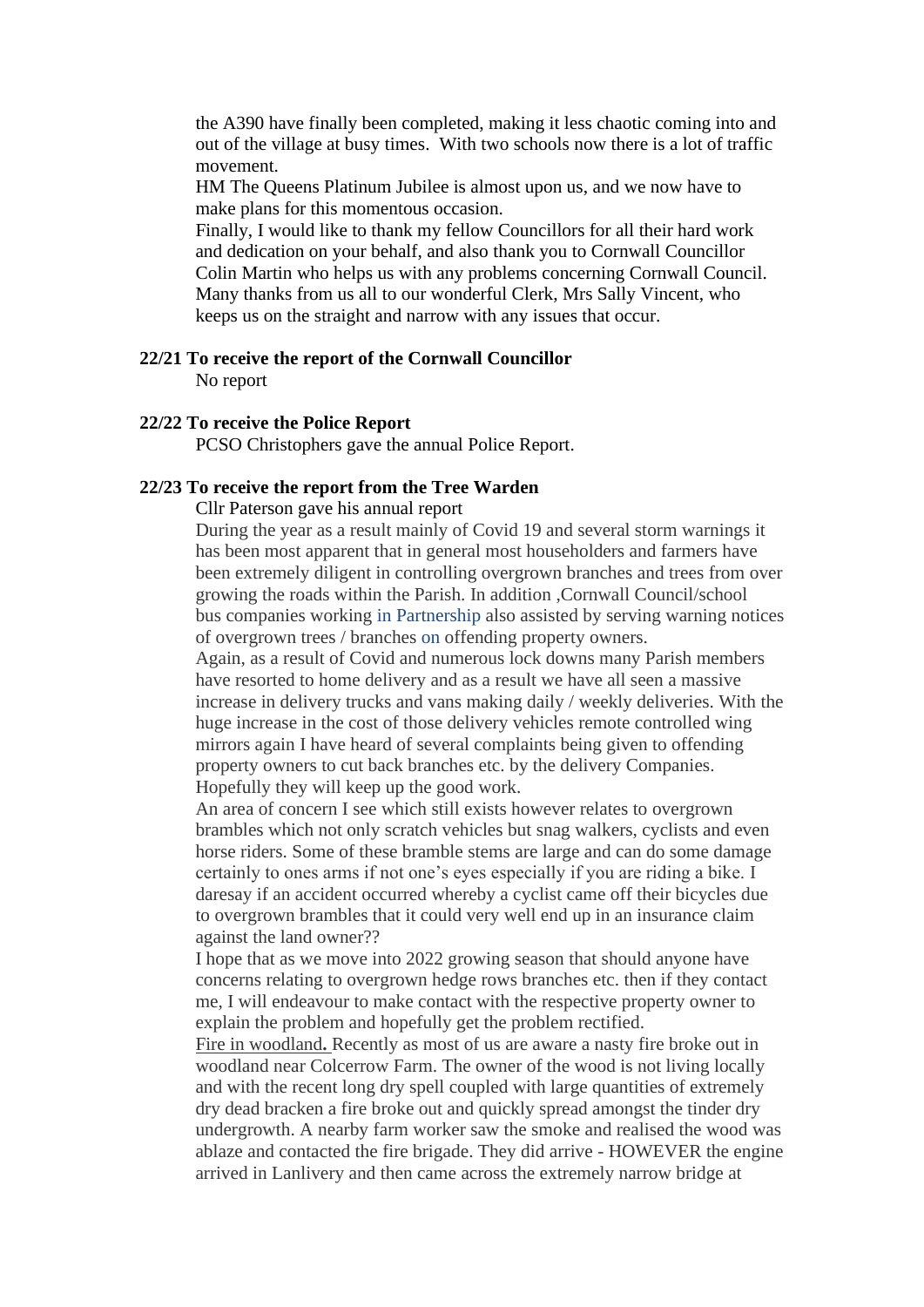the A390 have finally been completed, making it less chaotic coming into and out of the village at busy times. With two schools now there is a lot of traffic movement.

HM The Queens Platinum Jubilee is almost upon us, and we now have to make plans for this momentous occasion.

Finally, I would like to thank my fellow Councillors for all their hard work and dedication on your behalf, and also thank you to Cornwall Councillor Colin Martin who helps us with any problems concerning Cornwall Council. Many thanks from us all to our wonderful Clerk, Mrs Sally Vincent, who keeps us on the straight and narrow with any issues that occur.

**22/21 To receive the report of the Cornwall Councillor**

No report

**22/22 To receive the Police Report**

PCSO Christophers gave the annual Police Report.

**22/23 To receive the report from the Tree Warden**

Cllr Paterson gave his annual report

During the year as a result mainly of Covid 19 and several storm warnings it has been most apparent that in general most householders and farmers have been extremely diligent in controlling overgrown branches and trees from over growing the roads within the Parish. In addition ,Cornwall Council/school bus companies working in Partnership also assisted by serving warning notices of overgrown trees / branches on offending property owners.

Again, as a result of Covid and numerous lock downs many Parish members have resorted to home delivery and as a result we have all seen a massive increase in delivery trucks and vans making daily / weekly deliveries. With the huge increase in the cost of those delivery vehicles remote controlled wing mirrors again I have heard of several complaints being given to offending property owners to cut back branches etc. by the delivery Companies. Hopefully they will keep up the good work.

An area of concern I see which still exists however relates to overgrown brambles which not only scratch vehicles but snag walkers, cyclists and even horse riders. Some of these bramble stems are large and can do some damage certainly to ones arms if not one's eyes especially if you are riding a bike. I daresay if an accident occurred whereby a cyclist came off their bicycles due to overgrown brambles that it could very well end up in an insurance claim against the land owner??

I hope that as we move into 2022 growing season that should anyone have concerns relating to overgrown hedge rows branches etc. then if they contact me, I will endeavour to make contact with the respective property owner to explain the problem and hopefully get the problem rectified.

Fire in woodland**.** Recently as most of us are aware a nasty fire broke out in woodland near Colcerrow Farm. The owner of the wood is not living locally and with the recent long dry spell coupled with large quantities of extremely dry dead bracken a fire broke out and quickly spread amongst the tinder dry undergrowth. A nearby farm worker saw the smoke and realised the wood was ablaze and contacted the fire brigade. They did arrive - HOWEVER the engine arrived in Lanlivery and then came across the extremely narrow bridge at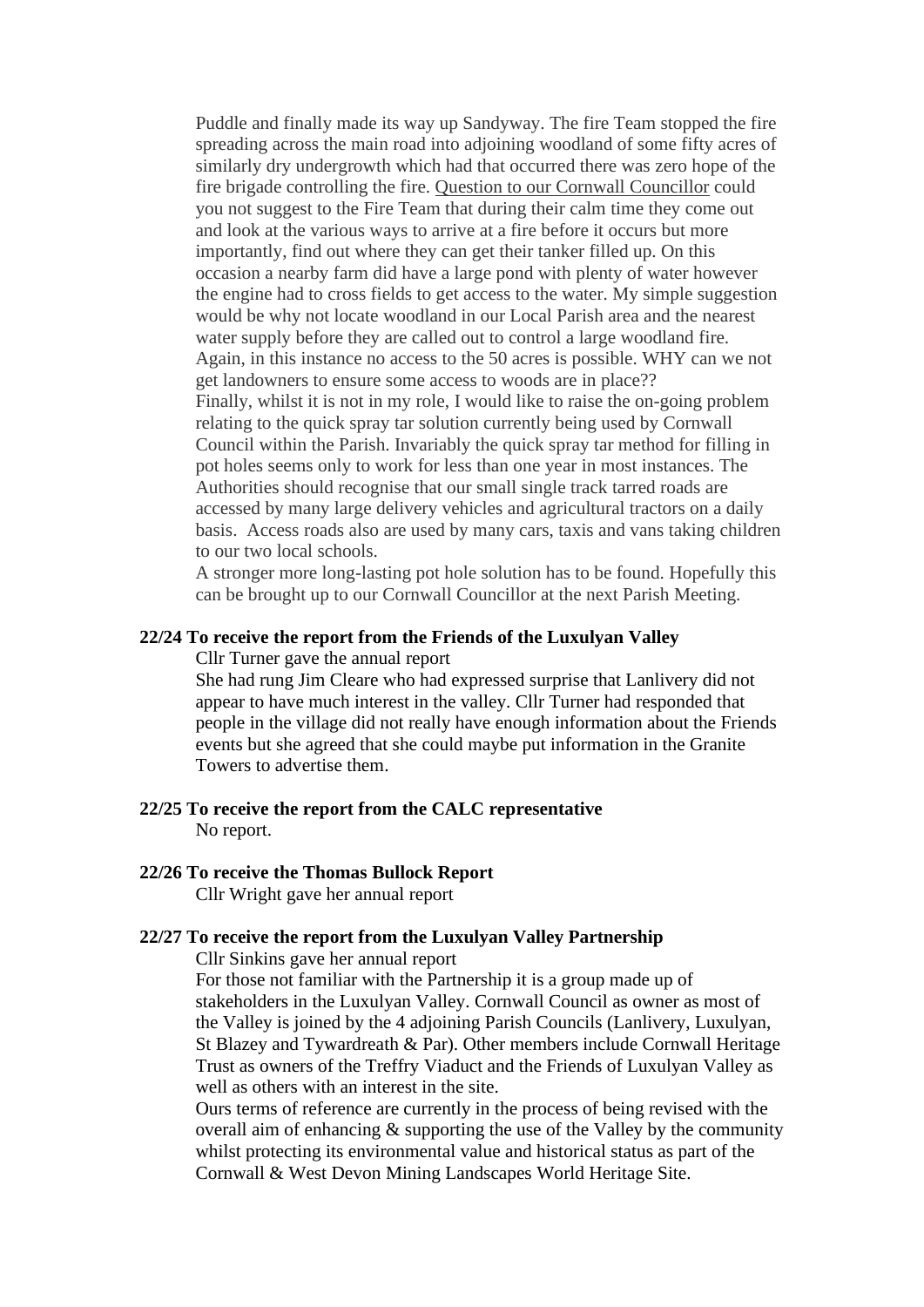Puddle and finally made its way up Sandyway. The fire Team stopped the fire spreading across the main road into adjoining woodland of some fifty acres of similarly dry undergrowth which had that occurred there was zero hope of the fire brigade controlling the fire. Question to our Cornwall Councillor could you not suggest to the Fire Team that during their calm time they come out and look at the various ways to arrive at a fire before it occurs but more importantly, find out where they can get their tanker filled up. On this occasion a nearby farm did have a large pond with plenty of water however the engine had to cross fields to get access to the water. My simple suggestion would be why not locate woodland in our Local Parish area and the nearest water supply before they are called out to control a large woodland fire. Again, in this instance no access to the 50 acres is possible. WHY can we not get landowners to ensure some access to woods are in place??

Finally, whilst it is not in my role, I would like to raise the on-going problem relating to the quick spray tar solution currently being used by Cornwall Council within the Parish. Invariably the quick spray tar method for filling in pot holes seems only to work for less than one year in most instances. The Authorities should recognise that our small single track tarred roads are accessed by many large delivery vehicles and agricultural tractors on a daily basis. Access roads also are used by many cars, taxis and vans taking children to our two local schools.

A stronger more long-lasting pot hole solution has to be found. Hopefully this can be brought up to our Cornwall Councillor at the next Parish Meeting.

**22/24 To receive the report from the Friends of the Luxulyan Valley**

Cllr Turner gave the annual report

She had rung Jim Cleare who had expressed surprise that Lanlivery did not appear to have much interest in the valley. Cllr Turner had responded that people in the village did not really have enough information about the Friends events but she agreed that she could maybe put information in the Granite Towers to advertise them.

**22/25 To receive the report from the CALC representative**

No report.

**22/26 To receive the Thomas Bullock Report**

Cllr Wright gave her annual report

**22/27 To receive the report from the Luxulyan Valley Partnership**

Cllr Sinkins gave her annual report

For those not familiar with the Partnership it is a group made up of stakeholders in the Luxulyan Valley. Cornwall Council as owner as most of the Valley is joined by the 4 adjoining Parish Councils (Lanlivery, Luxulyan, St Blazey and Tywardreath & Par). Other members include Cornwall Heritage Trust as owners of the Treffry Viaduct and the Friends of Luxulyan Valley as well as others with an interest in the site.

Ours terms of reference are currently in the process of being revised with the overall aim of enhancing & supporting the use of the Valley by the community whilst protecting its environmental value and historical status as part of the Cornwall & West Devon Mining Landscapes World Heritage Site.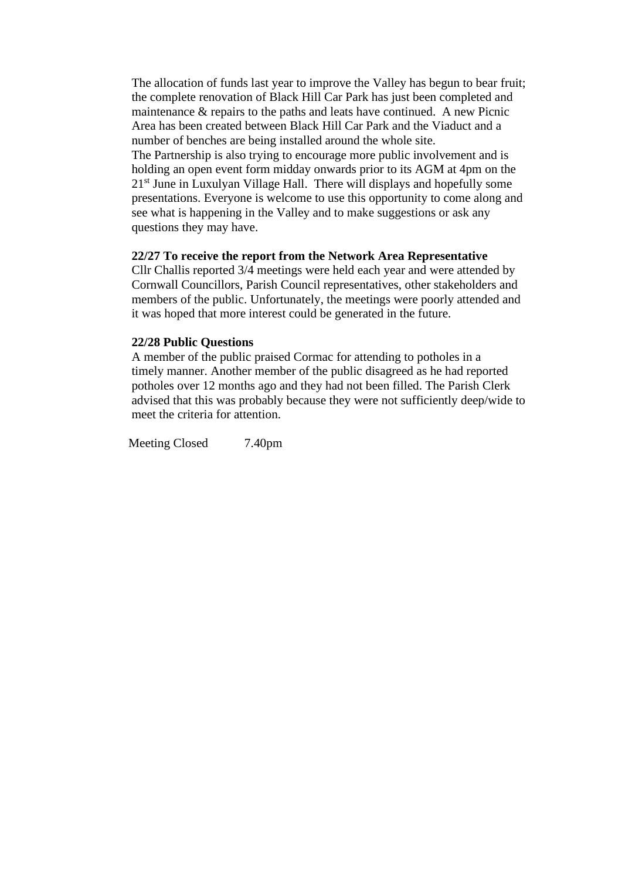The allocation of funds last year to improve the Valley has begun to bear fruit; the complete renovation of Black Hill Car Park has just been completed and maintenance & repairs to the paths and leats have continued.  A new Picnic Area has been created between Black Hill Car Park and the Viaduct and a number of benches are being installed around the whole site.
The Partnership is also trying to encourage more public involvement and is holding an open event form midday onwards prior to its AGM at 4pm on the 21st June in Luxulyan Village Hall.  There will displays and hopefully some presentations. Everyone is welcome to use this opportunity to come along and see what is happening in the Valley and to make suggestions or ask any questions they may have.

**22/27 To receive the report from the Network Area Representative**
Cllr Challis reported 3/4 meetings were held each year and were attended by Cornwall Councillors, Parish Council representatives, other stakeholders and members of the public. Unfortunately, the meetings were poorly attended and it was hoped that more interest could be generated in the future.

**22/28 Public Questions**
A member of the public praised Cormac for attending to potholes in a timely manner. Another member of the public disagreed as he had reported potholes over 12 months ago and they had not been filled. The Parish Clerk advised that this was probably because they were not sufficiently deep/wide to meet the criteria for attention.

Meeting Closed 7.40pm